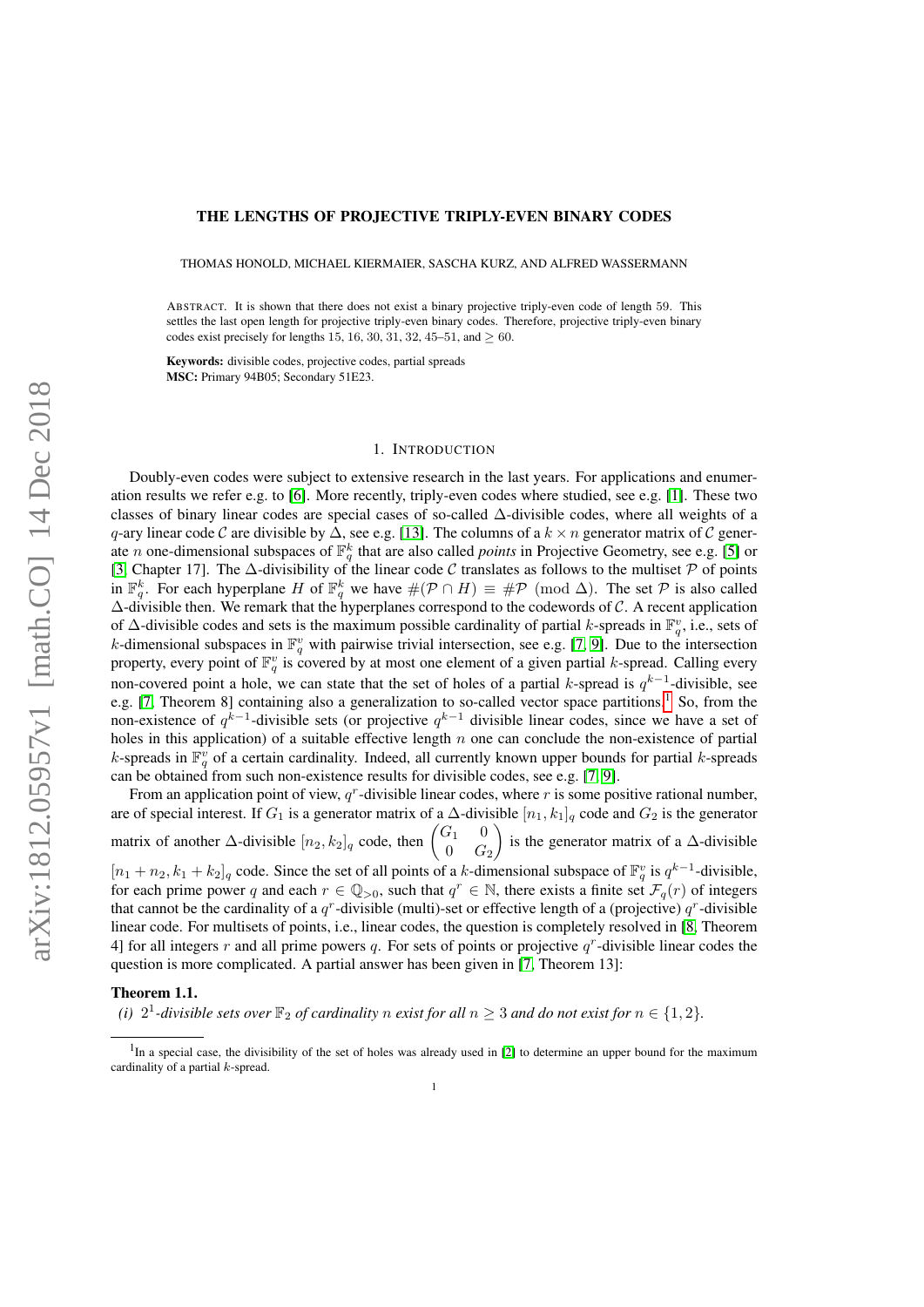# THE LENGTHS OF PROJECTIVE TRIPLY-EVEN BINARY CODES

THOMAS HONOLD, MICHAEL KIERMAIER, SASCHA KURZ, AND ALFRED WASSERMANN

ABSTRACT. It is shown that there does not exist a binary projective triply-even code of length 59. This settles the last open length for projective triply-even binary codes. Therefore, projective triply-even binary codes exist precisely for lengths 15, 16, 30, 31, 32, 45–51, and $\ge 60$.

**Keywords:** divisible codes, projective codes, partial spreads
**MSC:** Primary 94B05; Secondary 51E23.

## 1. INTRODUCTION

Doubly-even codes were subject to extensive research in the last years. For applications and enumeration results we refer e.g. to [6]. More recently, triply-even codes where studied, see e.g. [1]. These two classes of binary linear codes are special cases of so-called $\Delta$-divisible codes, where all weights of a $q$-ary linear code $\mathcal{C}$ are divisible by $\Delta$, see e.g. [13]. The columns of a $k \times n$ generator matrix of $\mathcal{C}$ generate $n$ one-dimensional subspaces of $\mathbb{F}_q^k$ that are also called *points* in Projective Geometry, see e.g. [5] or [3, Chapter 17]. The $\Delta$-divisibility of the linear code $\mathcal{C}$ translates as follows to the multiset $\mathcal{P}$ of points in $\mathbb{F}_q^k$. For each hyperplane $H$ of $\mathbb{F}_q^k$ we have $\#(\mathcal{P} \cap H) \equiv \#\mathcal{P} \pmod{\Delta}$. The set $\mathcal{P}$ is also called $\Delta$-divisible then. We remark that the hyperplanes correspond to the codewords of $\mathcal{C}$. A recent application of $\Delta$-divisible codes and sets is the maximum possible cardinality of partial $k$-spreads in $\mathbb{F}_q^v$, i.e., sets of $k$-dimensional subspaces in $\mathbb{F}_q^v$ with pairwise trivial intersection, see e.g. [7, 9]. Due to the intersection property, every point of $\mathbb{F}_q^v$ is covered by at most one element of a given partial $k$-spread. Calling every non-covered point a hole, we can state that the set of holes of a partial $k$-spread is $q^{k-1}$-divisible, see e.g. [7, Theorem 8] containing also a generalization to so-called vector space partitions.[1] So, from the non-existence of $q^{k-1}$-divisible sets (or projective $q^{k-1}$ divisible linear codes, since we have a set of holes in this application) of a suitable effective length $n$ one can conclude the non-existence of partial $k$-spreads in $\mathbb{F}_q^v$ of a certain cardinality. Indeed, all currently known upper bounds for partial $k$-spreads can be obtained from such non-existence results for divisible codes, see e.g. [7, 9].

From an application point of view, $q^r$-divisible linear codes, where $r$ is some positive rational number, are of special interest. If $G_1$ is a generator matrix of a $\Delta$-divisible $[n_1, k_1]_q$ code and $G_2$ is the generator matrix of another $\Delta$-divisible $[n_2, k_2]_q$ code, then $\begin{pmatrix} G_1 & 0 \\ 0 & G_2 \end{pmatrix}$ is the generator matrix of a $\Delta$-divisible $[n_1 + n_2, k_1 + k_2]_q$ code. Since the set of all points of a $k$-dimensional subspace of $\mathbb{F}_q^v$ is $q^{k-1}$-divisible, for each prime power $q$ and each $r \in \mathbb{Q}_{>0}$, such that $q^r \in \mathbb{N}$, there exists a finite set $\mathcal{F}_q(r)$ of integers that cannot be the cardinality of a $q^r$-divisible (multi-)set or effective length of a (projective) $q^r$-divisible linear code. For multisets of points, i.e., linear codes, the question is completely resolved in [8, Theorem 4] for all integers $r$ and all prime powers $q$. For sets of points or projective $q^r$-divisible linear codes the question is more complicated. A partial answer has been given in [7, Theorem 13]:

**Theorem 1.1.**
*(i) $2^1$-divisible sets over $\mathbb{F}_2$ of cardinality $n$ exist for all $n \ge 3$ and do not exist for $n \in \{1, 2\}$.*

[1] In a special case, the divisibility of the set of holes was already used in [2] to determine an upper bound for the maximum cardinality of a partial $k$-spread.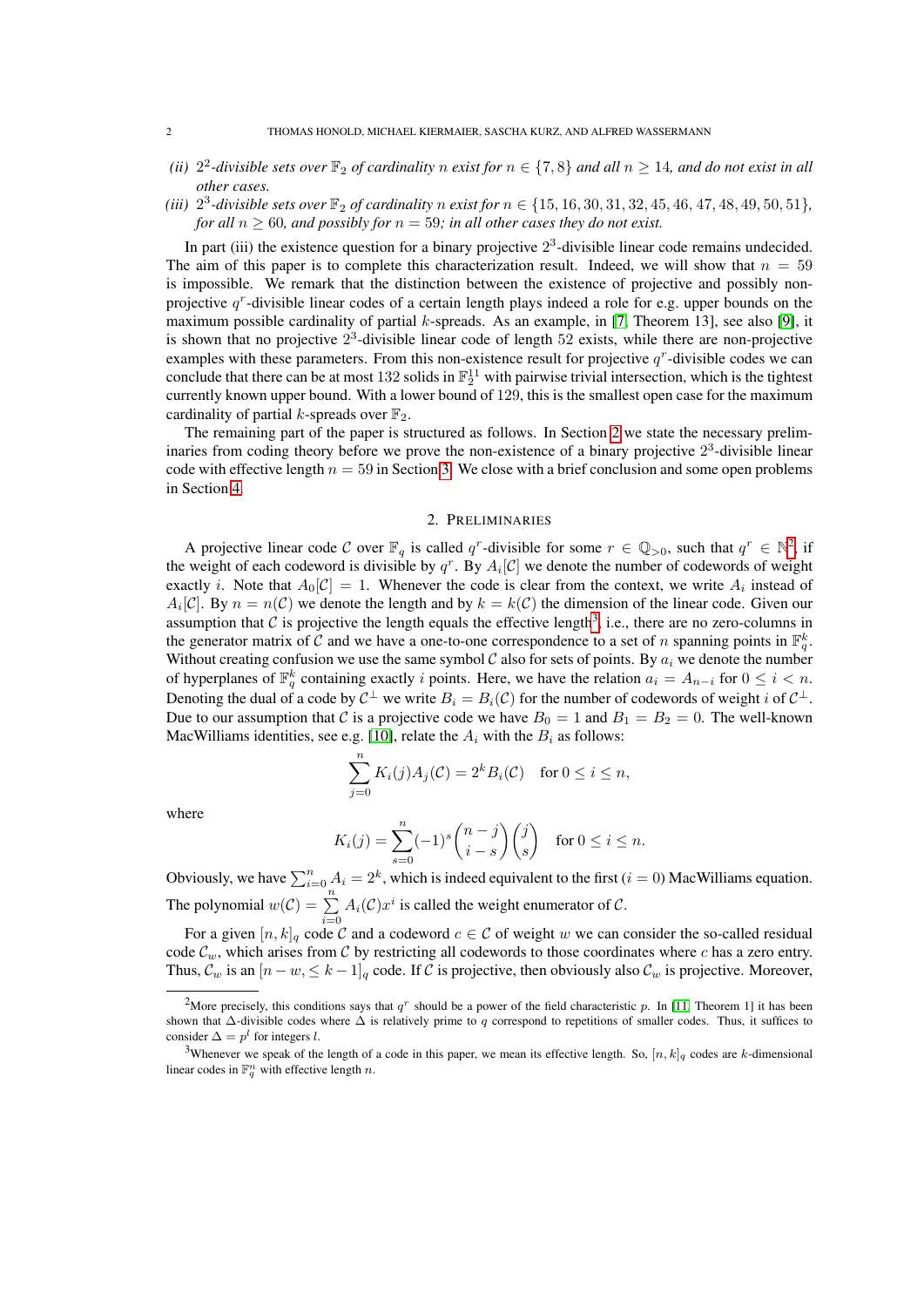*(ii)* $2^2$*-divisible sets over* $\mathbb{F}_2$ *of cardinality* $n$ *exist for* $n \in \{7, 8\}$ *and all* $n \ge 14$*, and do not exist in all other cases.*

*(iii)* $2^3$*-divisible sets over* $\mathbb{F}_2$ *of cardinality* $n$ *exist for* $n \in \{15, 16, 30, 31, 32, 45, 46, 47, 48, 49, 50, 51\}$*, for all* $n \ge 60$*, and possibly for* $n = 59$*; in all other cases they do not exist.*

In part (iii) the existence question for a binary projective $2^3$-divisible linear code remains undecided. The aim of this paper is to complete this characterization result. Indeed, we will show that $n = 59$ is impossible. We remark that the distinction between the existence of projective and possibly non-projective $q^r$-divisible linear codes of a certain length plays indeed a role for e.g. upper bounds on the maximum possible cardinality of partial $k$-spreads. As an example, in [7, Theorem 13], see also [9], it is shown that no projective $2^3$-divisible linear code of length 52 exists, while there are non-projective examples with these parameters. From this non-existence result for projective $q^r$-divisible codes we can conclude that there can be at most 132 solids in $\mathbb{F}_2^{11}$ with pairwise trivial intersection, which is the tightest currently known upper bound. With a lower bound of 129, this is the smallest open case for the maximum cardinality of partial $k$-spreads over $\mathbb{F}_2$.

The remaining part of the paper is structured as follows. In Section 2 we state the necessary preliminaries from coding theory before we prove the non-existence of a binary projective $2^3$-divisible linear code with effective length $n = 59$ in Section 3. We close with a brief conclusion and some open problems in Section 4.

## 2. Preliminaries

A projective linear code $\mathcal{C}$ over $\mathbb{F}_q$ is called $q^r$-divisible for some $r \in \mathbb{Q}_{>0}$, such that $q^r \in \mathbb{N}$[2], if the weight of each codeword is divisible by $q^r$. By $A_i[\mathcal{C}]$ we denote the number of codewords of weight exactly $i$. Note that $A_0[\mathcal{C}] = 1$. Whenever the code is clear from the context, we write $A_i$ instead of $A_i[\mathcal{C}]$. By $n = n(\mathcal{C})$ we denote the length and by $k = k(\mathcal{C})$ the dimension of the linear code. Given our assumption that $\mathcal{C}$ is projective the length equals the effective length[3], i.e., there are no zero-columns in the generator matrix of $\mathcal{C}$ and we have a one-to-one correspondence to a set of $n$ spanning points in $\mathbb{F}_q^k$. Without creating confusion we use the same symbol $\mathcal{C}$ also for sets of points. By $a_i$ we denote the number of hyperplanes of $\mathbb{F}_q^k$ containing exactly $i$ points. Here, we have the relation $a_i = A_{n-i}$ for $0 \le i < n$. Denoting the dual of a code by $\mathcal{C}^\perp$ we write $B_i = B_i(\mathcal{C})$ for the number of codewords of weight $i$ of $\mathcal{C}^\perp$. Due to our assumption that $\mathcal{C}$ is a projective code we have $B_0 = 1$ and $B_1 = B_2 = 0$. The well-known MacWilliams identities, see e.g. [10], relate the $A_i$ with the $B_i$ as follows:

$$\sum_{j=0}^{n} K_i(j) A_j(\mathcal{C}) = 2^k B_i(\mathcal{C}) \quad \text{for } 0 \le i \le n,$$

where

$$K_i(j) = \sum_{s=0}^{n} (-1)^s \binom{n-j}{i-s} \binom{j}{s} \quad \text{for } 0 \le i \le n.$$

Obviously, we have $\sum_{i=0}^{n} A_i = 2^k$, which is indeed equivalent to the first ($i = 0$) MacWilliams equation. The polynomial $w(\mathcal{C}) = \sum_{i=0}^{n} A_i(\mathcal{C}) x^i$ is called the weight enumerator of $\mathcal{C}$.

For a given $[n, k]_q$ code $\mathcal{C}$ and a codeword $c \in \mathcal{C}$ of weight $w$ we can consider the so-called residual code $\mathcal{C}_w$, which arises from $\mathcal{C}$ by restricting all codewords to those coordinates where $c$ has a zero entry. Thus, $\mathcal{C}_w$ is an $[n - w, \le k - 1]_q$ code. If $\mathcal{C}$ is projective, then obviously also $\mathcal{C}_w$ is projective. Moreover,

[2] More precisely, this conditions says that $q^r$ should be a power of the field characteristic $p$. In [11, Theorem 1] it has been shown that $\Delta$-divisible codes where $\Delta$ is relatively prime to $q$ correspond to repetitions of smaller codes. Thus, it suffices to consider $\Delta = p^l$ for integers $l$.

[3] Whenever we speak of the length of a code in this paper, we mean its effective length. So, $[n, k]_q$ codes are $k$-dimensional linear codes in $\mathbb{F}_q^n$ with effective length $n$.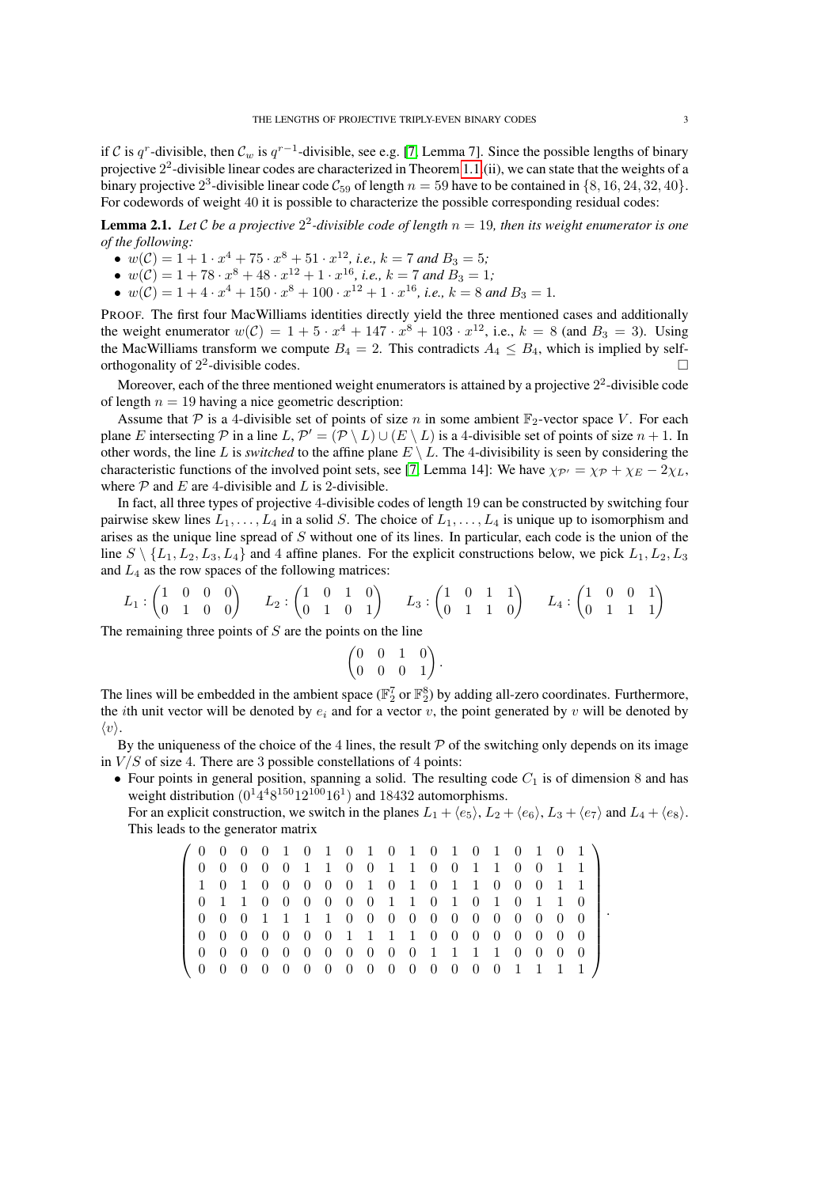if $\mathcal{C}$ is $q^r$-divisible, then $\mathcal{C}_w$ is $q^{r-1}$-divisible, see e.g. [7, Lemma 7]. Since the possible lengths of binary projective $2^2$-divisible linear codes are characterized in Theorem 1.1.(ii), we can state that the weights of a binary projective $2^3$-divisible linear code $\mathcal{C}_{59}$ of length $n = 59$ have to be contained in $\{8, 16, 24, 32, 40\}$. For codewords of weight 40 it is possible to characterize the possible corresponding residual codes:

**Lemma 2.1.** *Let $\mathcal{C}$ be a projective $2^2$-divisible code of length $n = 19$, then its weight enumerator is one of the following:*

- $w(\mathcal{C}) = 1 + 1 \cdot x^4 + 75 \cdot x^8 + 51 \cdot x^{12}$*, i.e., $k = 7$ and $B_3 = 5$;*
- $w(\mathcal{C}) = 1 + 78 \cdot x^8 + 48 \cdot x^{12} + 1 \cdot x^{16}$*, i.e., $k = 7$ and $B_3 = 1$;*
- $w(\mathcal{C}) = 1 + 4 \cdot x^4 + 150 \cdot x^8 + 100 \cdot x^{12} + 1 \cdot x^{16}$*, i.e., $k = 8$ and $B_3 = 1$.*

PROOF. The first four MacWilliams identities directly yield the three mentioned cases and additionally the weight enumerator $w(\mathcal{C}) = 1 + 5 \cdot x^4 + 147 \cdot x^8 + 103 \cdot x^{12}$, i.e., $k = 8$ (and $B_3 = 3$). Using the MacWilliams transform we compute $B_4 = 2$. This contradicts $A_4 \le B_4$, which is implied by self-orthogonality of $2^2$-divisible codes. $\square$

Moreover, each of the three mentioned weight enumerators is attained by a projective $2^2$-divisible code of length $n = 19$ having a nice geometric description:

Assume that $\mathcal{P}$ is a 4-divisible set of points of size $n$ in some ambient $\mathbb{F}_2$-vector space $V$. For each plane $E$ intersecting $\mathcal{P}$ in a line $L$, $\mathcal{P}' = (\mathcal{P} \setminus L) \cup (E \setminus L)$ is a 4-divisible set of points of size $n + 1$. In other words, the line $L$ is *switched* to the affine plane $E \setminus L$. The 4-divisibility is seen by considering the characteristic functions of the involved point sets, see [7, Lemma 14]: We have $\chi_{\mathcal{P}'} = \chi_{\mathcal{P}} + \chi_E - 2\chi_L$, where $\mathcal{P}$ and $E$ are 4-divisible and $L$ is 2-divisible.

In fact, all three types of projective 4-divisible codes of length 19 can be constructed by switching four pairwise skew lines $L_1, \ldots, L_4$ in a solid $S$. The choice of $L_1, \ldots, L_4$ is unique up to isomorphism and arises as the unique line spread of $S$ without one of its lines. In particular, each code is the union of the line $S \setminus \{L_1, L_2, L_3, L_4\}$ and 4 affine planes. For the explicit constructions below, we pick $L_1, L_2, L_3$ and $L_4$ as the row spaces of the following matrices:

$$L_1 : \begin{pmatrix} 1 & 0 & 0 & 0 \\ 0 & 1 & 0 & 0 \end{pmatrix} \qquad L_2 : \begin{pmatrix} 1 & 0 & 1 & 0 \\ 0 & 1 & 0 & 1 \end{pmatrix} \qquad L_3 : \begin{pmatrix} 1 & 0 & 1 & 1 \\ 0 & 1 & 1 & 0 \end{pmatrix} \qquad L_4 : \begin{pmatrix} 1 & 0 & 0 & 1 \\ 0 & 1 & 1 & 1 \end{pmatrix}$$

The remaining three points of $S$ are the points on the line

$$\begin{pmatrix} 0 & 0 & 1 & 0 \\ 0 & 0 & 0 & 1 \end{pmatrix}.$$

The lines will be embedded in the ambient space ($\mathbb{F}_2^7$ or $\mathbb{F}_2^8$) by adding all-zero coordinates. Furthermore, the $i$th unit vector will be denoted by $e_i$ and for a vector $v$, the point generated by $v$ will be denoted by $\langle v \rangle$.

By the uniqueness of the choice of the 4 lines, the result $\mathcal{P}$ of the switching only depends on its image in $V/S$ of size 4. There are 3 possible constellations of 4 points:

- Four points in general position, spanning a solid. The resulting code $C_1$ is of dimension 8 and has weight distribution $(0^1 4^4 8^{150} 12^{100} 16^1)$ and 18432 automorphisms.
  For an explicit construction, we switch in the planes $L_1 + \langle e_5 \rangle$, $L_2 + \langle e_6 \rangle$, $L_3 + \langle e_7 \rangle$ and $L_4 + \langle e_8 \rangle$. This leads to the generator matrix

$$\begin{pmatrix}
0 & 0 & 0 & 0 & 1 & 0 & 1 & 0 & 1 & 0 & 1 & 0 & 1 & 0 & 1 & 0 & 1 & 0 & 1 \\
0 & 0 & 0 & 0 & 0 & 1 & 1 & 0 & 0 & 1 & 1 & 0 & 0 & 1 & 1 & 0 & 0 & 1 & 1 \\
1 & 0 & 1 & 0 & 0 & 0 & 0 & 0 & 1 & 0 & 1 & 0 & 1 & 1 & 0 & 0 & 0 & 1 & 1 \\
0 & 1 & 1 & 0 & 0 & 0 & 0 & 0 & 0 & 1 & 1 & 0 & 1 & 0 & 1 & 0 & 1 & 1 & 0 \\
0 & 0 & 0 & 1 & 1 & 1 & 1 & 0 & 0 & 0 & 0 & 0 & 0 & 0 & 0 & 0 & 0 & 0 & 0 \\
0 & 0 & 0 & 0 & 0 & 0 & 0 & 1 & 1 & 1 & 1 & 0 & 0 & 0 & 0 & 0 & 0 & 0 & 0 \\
0 & 0 & 0 & 0 & 0 & 0 & 0 & 0 & 0 & 0 & 0 & 1 & 1 & 1 & 1 & 0 & 0 & 0 & 0 \\
0 & 0 & 0 & 0 & 0 & 0 & 0 & 0 & 0 & 0 & 0 & 0 & 0 & 0 & 0 & 1 & 1 & 1 & 1
\end{pmatrix}.$$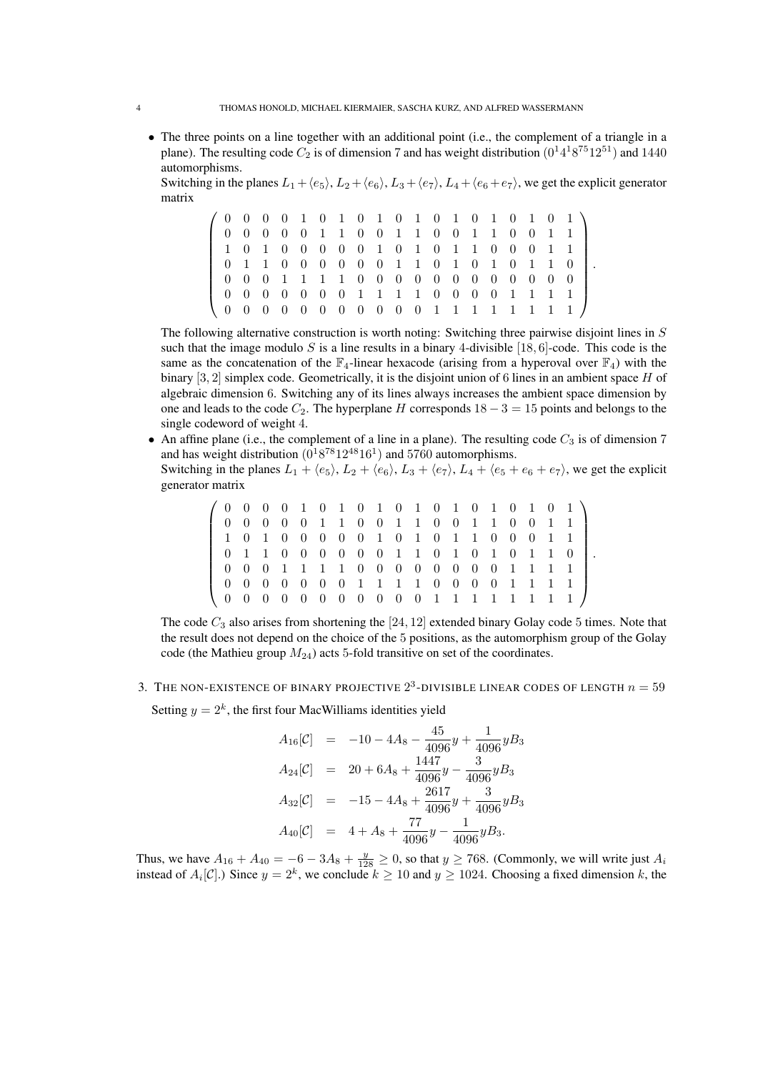- The three points on a line together with an additional point (i.e., the complement of a triangle in a plane). The resulting code $C_2$ is of dimension 7 and has weight distribution $(0^1 4^1 8^{75} 12^{51})$ and 1440 automorphisms.
  Switching in the planes $L_1 + \langle e_5 \rangle$, $L_2 + \langle e_6 \rangle$, $L_3 + \langle e_7 \rangle$, $L_4 + \langle e_6 + e_7 \rangle$, we get the explicit generator matrix

$$\begin{pmatrix} 0&0&0&0&1&0&1&0&1&0&1&0&1&0&1&0&1&0&1 \\ 0&0&0&0&0&1&1&0&0&1&1&0&0&1&1&0&0&1&1 \\ 1&0&1&0&0&0&0&0&1&0&1&0&1&1&0&0&0&1&1 \\ 0&1&1&0&0&0&0&0&0&1&1&0&1&0&1&0&1&1&0 \\ 0&0&0&1&1&1&1&0&0&0&0&0&0&0&0&0&0&0&0 \\ 0&0&0&0&0&0&0&1&1&1&1&0&0&0&0&1&1&1&1 \\ 0&0&0&0&0&0&0&0&0&0&0&1&1&1&1&1&1&1&1 \end{pmatrix}.$$

  The following alternative construction is worth noting: Switching three pairwise disjoint lines in $S$ such that the image modulo $S$ is a line results in a binary 4-divisible $[18, 6]$-code. This code is the same as the concatenation of the $\mathbb{F}_4$-linear hexacode (arising from a hyperoval over $\mathbb{F}_4$) with the binary $[3, 2]$ simplex code. Geometrically, it is the disjoint union of 6 lines in an ambient space $H$ of algebraic dimension 6. Switching any of its lines always increases the ambient space dimension by one and leads to the code $C_2$. The hyperplane $H$ corresponds $18 - 3 = 15$ points and belongs to the single codeword of weight 4.
- An affine plane (i.e., the complement of a line in a plane). The resulting code $C_3$ is of dimension 7 and has weight distribution $(0^1 8^{78} 12^{48} 16^1)$ and 5760 automorphisms.
  Switching in the planes $L_1 + \langle e_5 \rangle$, $L_2 + \langle e_6 \rangle$, $L_3 + \langle e_7 \rangle$, $L_4 + \langle e_5 + e_6 + e_7 \rangle$, we get the explicit generator matrix

$$\begin{pmatrix} 0&0&0&0&1&0&1&0&1&0&1&0&1&0&1&0&1&0&1 \\ 0&0&0&0&0&1&1&0&0&1&1&0&0&1&1&0&0&1&1 \\ 1&0&1&0&0&0&0&0&1&0&1&0&1&1&0&0&0&1&1 \\ 0&1&1&0&0&0&0&0&0&1&1&0&1&0&1&0&1&1&0 \\ 0&0&0&1&1&1&1&0&0&0&0&0&0&0&0&1&1&1&1 \\ 0&0&0&0&0&0&0&1&1&1&1&0&0&0&0&1&1&1&1 \\ 0&0&0&0&0&0&0&0&0&0&0&1&1&1&1&1&1&1&1 \end{pmatrix}.$$

  The code $C_3$ also arises from shortening the $[24, 12]$ extended binary Golay code 5 times. Note that the result does not depend on the choice of the 5 positions, as the automorphism group of the Golay code (the Mathieu group $M_{24}$) acts 5-fold transitive on set of the coordinates.

## 3. The non-existence of binary projective $2^3$-divisible linear codes of length $n = 59$

Setting $y = 2^k$, the first four MacWilliams identities yield

$$\begin{aligned} A_{16}[\mathcal{C}] &= -10 - 4A_8 - \frac{45}{4096}y + \frac{1}{4096}yB_3 \\ A_{24}[\mathcal{C}] &= 20 + 6A_8 + \frac{1447}{4096}y - \frac{3}{4096}yB_3 \\ A_{32}[\mathcal{C}] &= -15 - 4A_8 + \frac{2617}{4096}y + \frac{3}{4096}yB_3 \\ A_{40}[\mathcal{C}] &= 4 + A_8 + \frac{77}{4096}y - \frac{1}{4096}yB_3. \end{aligned}$$

Thus, we have $A_{16} + A_{40} = -6 - 3A_8 + \frac{y}{128} \geq 0$, so that $y \geq 768$. (Commonly, we will write just $A_i$ instead of $A_i[\mathcal{C}]$.) Since $y = 2^k$, we conclude $k \geq 10$ and $y \geq 1024$. Choosing a fixed dimension $k$, the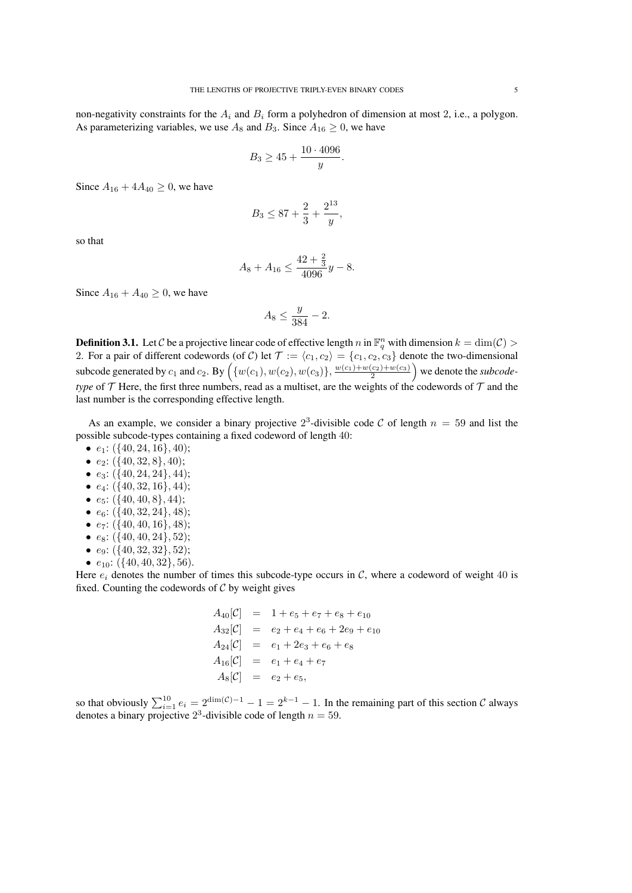non-negativity constraints for the $A_i$ and $B_i$ form a polyhedron of dimension at most 2, i.e., a polygon. As parameterizing variables, we use $A_8$ and $B_3$. Since $A_{16} \geq 0$, we have

$$B_3 \geq 45 + \frac{10 \cdot 4096}{y}.$$

Since $A_{16} + 4A_{40} \geq 0$, we have

$$B_3 \leq 87 + \frac{2}{3} + \frac{2^{13}}{y},$$

so that

$$A_8 + A_{16} \leq \frac{42 + \frac{2}{3}}{4096} y - 8.$$

Since $A_{16} + A_{40} \geq 0$, we have

$$A_8 \leq \frac{y}{384} - 2.$$

**Definition 3.1.** Let $\mathcal{C}$ be a projective linear code of effective length $n$ in $\mathbb{F}_q^n$ with dimension $k = \dim(\mathcal{C}) > 2$. For a pair of different codewords (of $\mathcal{C}$) let $\mathcal{T} := \langle c_1, c_2 \rangle = \{c_1, c_2, c_3\}$ denote the two-dimensional subcode generated by $c_1$ and $c_2$. By $\left(\{w(c_1), w(c_2), w(c_3)\}, \frac{w(c_1)+w(c_2)+w(c_3)}{2}\right)$ we denote the *subcode-type* of $\mathcal{T}$ Here, the first three numbers, read as a multiset, are the weights of the codewords of $\mathcal{T}$ and the last number is the corresponding effective length.

As an example, we consider a binary projective $2^3$-divisible code $\mathcal{C}$ of length $n = 59$ and list the possible subcode-types containing a fixed codeword of length $40$:

- $e_1$: $(\{40, 24, 16\}, 40)$;
- $e_2$: $(\{40, 32, 8\}, 40)$;
- $e_3$: $(\{40, 24, 24\}, 44)$;
- $e_4$: $(\{40, 32, 16\}, 44)$;
- $e_5$: $(\{40, 40, 8\}, 44)$;
- $e_6$: $(\{40, 32, 24\}, 48)$;
- $e_7$: $(\{40, 40, 16\}, 48)$;
- $e_8$: $(\{40, 40, 24\}, 52)$;
- $e_9$: $(\{40, 32, 32\}, 52)$;
- $e_{10}$: $(\{40, 40, 32\}, 56)$.

Here $e_i$ denotes the number of times this subcode-type occurs in $\mathcal{C}$, where a codeword of weight $40$ is fixed. Counting the codewords of $\mathcal{C}$ by weight gives

$$\begin{aligned}
A_{40}[\mathcal{C}] &= 1 + e_5 + e_7 + e_8 + e_{10} \\
A_{32}[\mathcal{C}] &= e_2 + e_4 + e_6 + 2e_9 + e_{10} \\
A_{24}[\mathcal{C}] &= e_1 + 2e_3 + e_6 + e_8 \\
A_{16}[\mathcal{C}] &= e_1 + e_4 + e_7 \\
A_8[\mathcal{C}] &= e_2 + e_5,
\end{aligned}$$

so that obviously $\sum_{i=1}^{10} e_i = 2^{\dim(\mathcal{C})-1} - 1 = 2^{k-1} - 1$. In the remaining part of this section $\mathcal{C}$ always denotes a binary projective $2^3$-divisible code of length $n = 59$.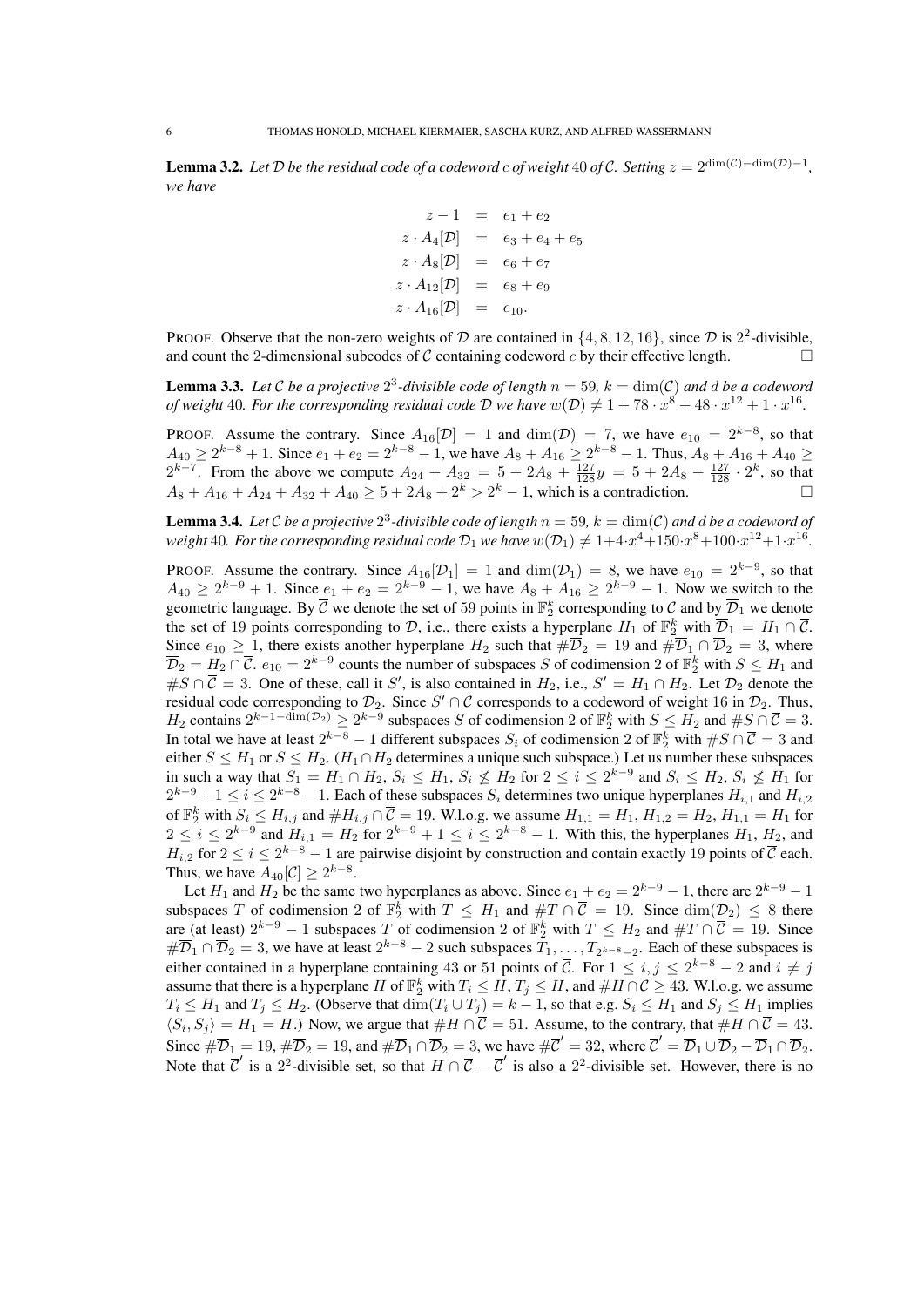**Lemma 3.2.** *Let $\mathcal{D}$ be the residual code of a codeword $c$ of weight 40 of $\mathcal{C}$. Setting $z = 2^{\dim(\mathcal{C})-\dim(\mathcal{D})-1}$, we have*

$$\begin{aligned} z-1 &= e_1+e_2 \\ z\cdot A_4[\mathcal{D}] &= e_3+e_4+e_5 \\ z\cdot A_8[\mathcal{D}] &= e_6+e_7 \\ z\cdot A_{12}[\mathcal{D}] &= e_8+e_9 \\ z\cdot A_{16}[\mathcal{D}] &= e_{10}. \end{aligned}$$

PROOF. Observe that the non-zero weights of $\mathcal{D}$ are contained in $\{4,8,12,16\}$, since $\mathcal{D}$ is $2^2$-divisible, and count the 2-dimensional subcodes of $\mathcal{C}$ containing codeword $c$ by their effective length. □

**Lemma 3.3.** *Let $\mathcal{C}$ be a projective $2^3$-divisible code of length $n=59$, $k=\dim(\mathcal{C})$ and $d$ be a codeword of weight 40. For the corresponding residual code $\mathcal{D}$ we have $w(\mathcal{D}) \neq 1+78\cdot x^8+48\cdot x^{12}+1\cdot x^{16}$.*

PROOF. Assume the contrary. Since $A_{16}[\mathcal{D}]=1$ and $\dim(\mathcal{D})=7$, we have $e_{10}=2^{k-8}$, so that $A_{40}\ge 2^{k-8}+1$. Since $e_1+e_2=2^{k-8}-1$, we have $A_8+A_{16}\ge 2^{k-8}-1$. Thus, $A_8+A_{16}+A_{40}\ge 2^{k-7}$. From the above we compute $A_{24}+A_{32}=5+2A_8+\frac{127}{128}y=5+2A_8+\frac{127}{128}\cdot 2^k$, so that $A_8+A_{16}+A_{24}+A_{32}+A_{40}\ge 5+2A_8+2^k>2^k-1$, which is a contradiction. □

**Lemma 3.4.** *Let $\mathcal{C}$ be a projective $2^3$-divisible code of length $n=59$, $k=\dim(\mathcal{C})$ and $d$ be a codeword of weight 40. For the corresponding residual code $\mathcal{D}_1$ we have $w(\mathcal{D}_1)\neq 1+4\cdot x^4+150\cdot x^8+100\cdot x^{12}+1\cdot x^{16}$.*

PROOF. Assume the contrary. Since $A_{16}[\mathcal{D}_1]=1$ and $\dim(\mathcal{D}_1)=8$, we have $e_{10}=2^{k-9}$, so that $A_{40}\ge 2^{k-9}+1$. Since $e_1+e_2=2^{k-9}-1$, we have $A_8+A_{16}\ge 2^{k-9}-1$. Now we switch to the geometric language. By $\overline{\mathcal{C}}$ we denote the set of 59 points in $\mathbb{F}_2^k$ corresponding to $\mathcal{C}$ and by $\overline{\mathcal{D}}_1$ we denote the set of 19 points corresponding to $\mathcal{D}$, i.e., there exists a hyperplane $H_1$ of $\mathbb{F}_2^k$ with $\overline{\mathcal{D}}_1=H_1\cap\overline{\mathcal{C}}$. Since $e_{10}\ge 1$, there exists another hyperplane $H_2$ such that $\#\overline{\mathcal{D}}_2=19$ and $\#\overline{\mathcal{D}}_1\cap\overline{\mathcal{D}}_2=3$, where $\overline{\mathcal{D}}_2=H_2\cap\overline{\mathcal{C}}$. $e_{10}=2^{k-9}$ counts the number of subspaces $S$ of codimension 2 of $\mathbb{F}_2^k$ with $S\le H_1$ and $\#S\cap\overline{\mathcal{C}}=3$. One of these, call it $S'$, is also contained in $H_2$, i.e., $S'=H_1\cap H_2$. Let $\mathcal{D}_2$ denote the residual code corresponding to $\overline{\mathcal{D}}_2$. Since $S'\cap\overline{\mathcal{C}}$ corresponds to a codeword of weight 16 in $\mathcal{D}_2$. Thus, $H_2$ contains $2^{k-1-\dim(\mathcal{D}_2)}\ge 2^{k-9}$ subspaces $S$ of codimension 2 of $\mathbb{F}_2^k$ with $S\le H_2$ and $\#S\cap\overline{\mathcal{C}}=3$. In total we have at least $2^{k-8}-1$ different subspaces $S_i$ of codimension 2 of $\mathbb{F}_2^k$ with $\#S\cap\overline{\mathcal{C}}=3$ and either $S\le H_1$ or $S\le H_2$. ($H_1\cap H_2$ determines a unique such subspace.) Let us number these subspaces in such a way that $S_1=H_1\cap H_2$, $S_i\le H_1$, $S_i\not\le H_2$ for $2\le i\le 2^{k-9}$ and $S_i\le H_2$, $S_i\not\le H_1$ for $2^{k-9}+1\le i\le 2^{k-8}-1$. Each of these subspaces $S_i$ determines two unique hyperplanes $H_{i,1}$ and $H_{i,2}$ of $\mathbb{F}_2^k$ with $S_i\le H_{i,j}$ and $\#H_{i,j}\cap\overline{\mathcal{C}}=19$. W.l.o.g. we assume $H_{1,1}=H_1$, $H_{1,2}=H_2$, $H_{1,1}=H_1$ for $2\le i\le 2^{k-9}$ and $H_{i,1}=H_2$ for $2^{k-9}+1\le i\le 2^{k-8}-1$. With this, the hyperplanes $H_1$, $H_2$, and $H_{i,2}$ for $2\le i\le 2^{k-8}-1$ are pairwise disjoint by construction and contain exactly 19 points of $\overline{\mathcal{C}}$ each. Thus, we have $A_{40}[\mathcal{C}]\ge 2^{k-8}$.

Let $H_1$ and $H_2$ be the same two hyperplanes as above. Since $e_1+e_2=2^{k-9}-1$, there are $2^{k-9}-1$ subspaces $T$ of codimension 2 of $\mathbb{F}_2^k$ with $T\le H_1$ and $\#T\cap\overline{\mathcal{C}}=19$. Since $\dim(\mathcal{D}_2)\le 8$ there are (at least) $2^{k-9}-1$ subspaces $T$ of codimension 2 of $\mathbb{F}_2^k$ with $T\le H_2$ and $\#T\cap\overline{\mathcal{C}}=19$. Since $\#\overline{\mathcal{D}}_1\cap\overline{\mathcal{D}}_2=3$, we have at least $2^{k-8}-2$ such subspaces $T_1,\dots,T_{2^{k-8}-2}$. Each of these subspaces is either contained in a hyperplane containing 43 or 51 points of $\overline{\mathcal{C}}$. For $1\le i,j\le 2^{k-8}-2$ and $i\ne j$ assume that there is a hyperplane $H$ of $\mathbb{F}_2^k$ with $T_i\le H$, $T_j\le H$, and $\#H\cap\overline{\mathcal{C}}\ge 43$. W.l.o.g. we assume $T_i\le H_1$ and $T_j\le H_2$. (Observe that $\dim(T_i\cup T_j)=k-1$, so that e.g. $S_i\le H_1$ and $S_j\le H_1$ implies $\langle S_i,S_j\rangle=H_1=H$.) Now, we argue that $\#H\cap\overline{\mathcal{C}}=51$. Assume, to the contrary, that $\#H\cap\overline{\mathcal{C}}=43$. Since $\#\overline{\mathcal{D}}_1=19$, $\#\overline{\mathcal{D}}_2=19$, and $\#\overline{\mathcal{D}}_1\cap\overline{\mathcal{D}}_2=3$, we have $\#\overline{\mathcal{C}}'=32$, where $\overline{\mathcal{C}}'=\overline{\mathcal{D}}_1\cup\overline{\mathcal{D}}_2-\overline{\mathcal{D}}_1\cap\overline{\mathcal{D}}_2$. Note that $\overline{\mathcal{C}}'$ is a $2^2$-divisible set, so that $H\cap\overline{\mathcal{C}}-\overline{\mathcal{C}}'$ is also a $2^2$-divisible set. However, there is no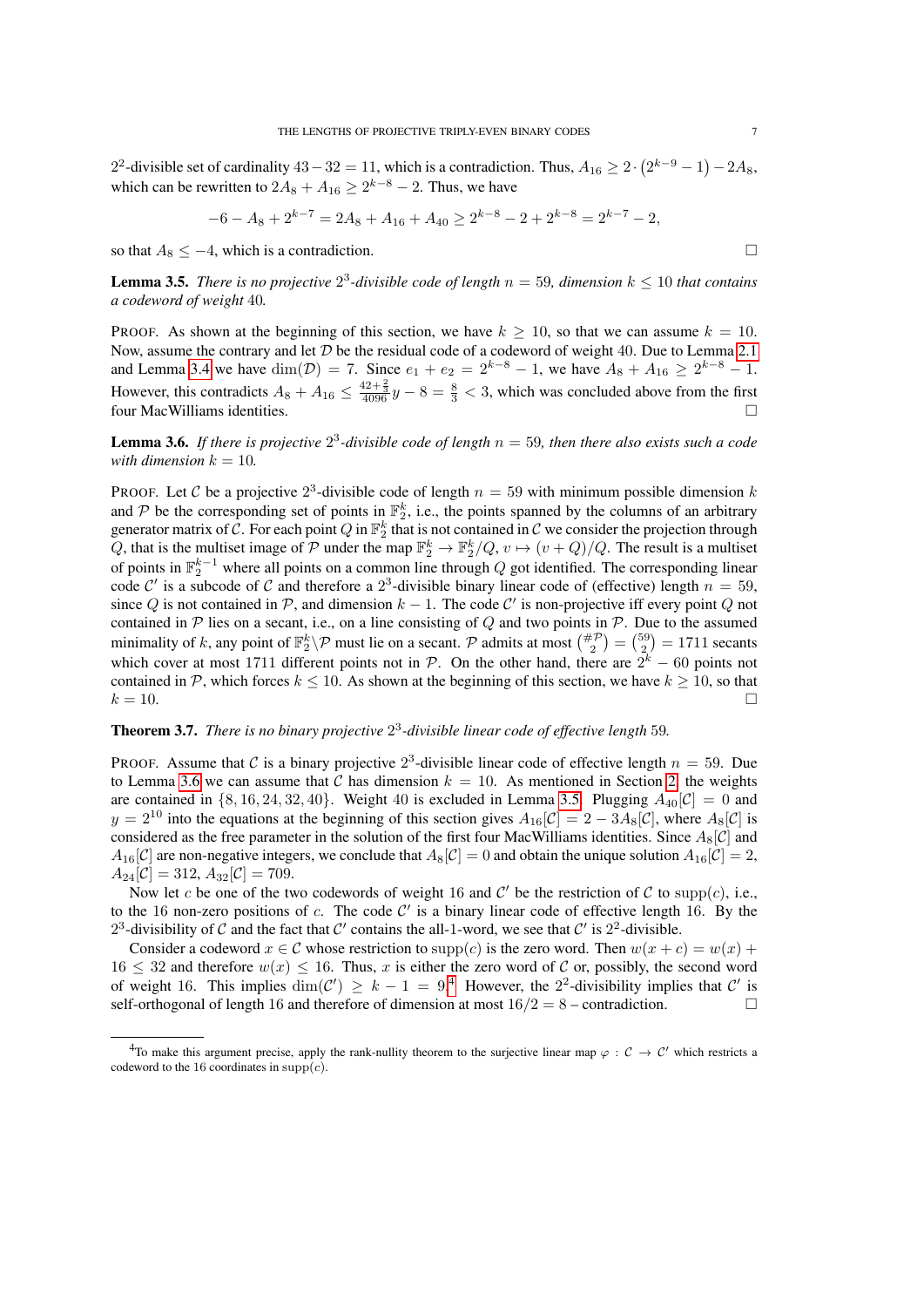$2^2$-divisible set of cardinality $43 - 32 = 11$, which is a contradiction. Thus, $A_{16} \ge 2 \cdot \left(2^{k-9} - 1\right) - 2A_8$, which can be rewritten to $2A_8 + A_{16} \ge 2^{k-8} - 2$. Thus, we have

$$-6 - A_8 + 2^{k-7} = 2A_8 + A_{16} + A_{40} \ge 2^{k-8} - 2 + 2^{k-8} = 2^{k-7} - 2,$$

so that $A_8 \le -4$, which is a contradiction. □

**Lemma 3.5.** *There is no projective $2^3$-divisible code of length $n = 59$, dimension $k \le 10$ that contains a codeword of weight 40.*

PROOF. As shown at the beginning of this section, we have $k \ge 10$, so that we can assume $k = 10$. Now, assume the contrary and let $\mathcal{D}$ be the residual code of a codeword of weight 40. Due to Lemma 2.1 and Lemma 3.4 we have $\dim(\mathcal{D}) = 7$. Since $e_1 + e_2 = 2^{k-8} - 1$, we have $A_8 + A_{16} \ge 2^{k-8} - 1$. However, this contradicts $A_8 + A_{16} \le \frac{42+\frac{2}{3}}{4096} y - 8 = \frac{8}{3} < 3$, which was concluded above from the first four MacWilliams identities. □

**Lemma 3.6.** *If there is projective $2^3$-divisible code of length $n = 59$, then there also exists such a code with dimension $k = 10$.*

PROOF. Let $\mathcal{C}$ be a projective $2^3$-divisible code of length $n = 59$ with minimum possible dimension $k$ and $\mathcal{P}$ be the corresponding set of points in $\mathbb{F}_2^k$, i.e., the points spanned by the columns of an arbitrary generator matrix of $\mathcal{C}$. For each point $Q$ in $\mathbb{F}_2^k$ that is not contained in $\mathcal{C}$ we consider the projection through $Q$, that is the multiset image of $\mathcal{P}$ under the map $\mathbb{F}_2^k \to \mathbb{F}_2^k/Q$, $v \mapsto (v + Q)/Q$. The result is a multiset of points in $\mathbb{F}_2^{k-1}$ where all points on a common line through $Q$ got identified. The corresponding linear code $\mathcal{C}'$ is a subcode of $\mathcal{C}$ and therefore a $2^3$-divisible binary linear code of (effective) length $n = 59$, since $Q$ is not contained in $\mathcal{P}$, and dimension $k - 1$. The code $\mathcal{C}'$ is non-projective iff every point $Q$ not contained in $\mathcal{P}$ lies on a secant, i.e., on a line consisting of $Q$ and two points in $\mathcal{P}$. Due to the assumed minimality of $k$, any point of $\mathbb{F}_2^k \backslash \mathcal{P}$ must lie on a secant. $\mathcal{P}$ admits at most $\binom{\#\mathcal{P}}{2} = \binom{59}{2} = 1711$ secants which cover at most 1711 different points not in $\mathcal{P}$. On the other hand, there are $2^k - 60$ points not contained in $\mathcal{P}$, which forces $k \le 10$. As shown at the beginning of this section, we have $k \ge 10$, so that $k = 10$. □

**Theorem 3.7.** *There is no binary projective $2^3$-divisible linear code of effective length 59.*

PROOF. Assume that $\mathcal{C}$ is a binary projective $2^3$-divisible linear code of effective length $n = 59$. Due to Lemma 3.6 we can assume that $\mathcal{C}$ has dimension $k = 10$. As mentioned in Section 2, the weights are contained in $\{8, 16, 24, 32, 40\}$. Weight 40 is excluded in Lemma 3.5. Plugging $A_{40}[\mathcal{C}] = 0$ and $y = 2^{10}$ into the equations at the beginning of this section gives $A_{16}[\mathcal{C}] = 2 - 3A_8[\mathcal{C}]$, where $A_8[\mathcal{C}]$ is considered as the free parameter in the solution of the first four MacWilliams identities. Since $A_8[\mathcal{C}]$ and $A_{16}[\mathcal{C}]$ are non-negative integers, we conclude that $A_8[\mathcal{C}] = 0$ and obtain the unique solution $A_{16}[\mathcal{C}] = 2$, $A_{24}[\mathcal{C}] = 312$, $A_{32}[\mathcal{C}] = 709$.

Now let $c$ be one of the two codewords of weight 16 and $\mathcal{C}'$ be the restriction of $\mathcal{C}$ to $\operatorname{supp}(c)$, i.e., to the 16 non-zero positions of $c$. The code $\mathcal{C}'$ is a binary linear code of effective length 16. By the $2^3$-divisibility of $\mathcal{C}$ and the fact that $\mathcal{C}'$ contains the all-1-word, we see that $\mathcal{C}'$ is $2^2$-divisible.

Consider a codeword $x \in \mathcal{C}$ whose restriction to $\operatorname{supp}(c)$ is the zero word. Then $w(x + c) = w(x) + 16 \le 32$ and therefore $w(x) \le 16$. Thus, $x$ is either the zero word of $\mathcal{C}$ or, possibly, the second word of weight 16. This implies $\dim(\mathcal{C}') \ge k - 1 = 9$.[4] However, the $2^2$-divisibility implies that $\mathcal{C}'$ is self-orthogonal of length 16 and therefore of dimension at most $16/2 = 8$ – contradiction. □

[4] To make this argument precise, apply the rank-nullity theorem to the surjective linear map $\varphi : \mathcal{C} \to \mathcal{C}'$ which restricts a codeword to the 16 coordinates in $\operatorname{supp}(c)$.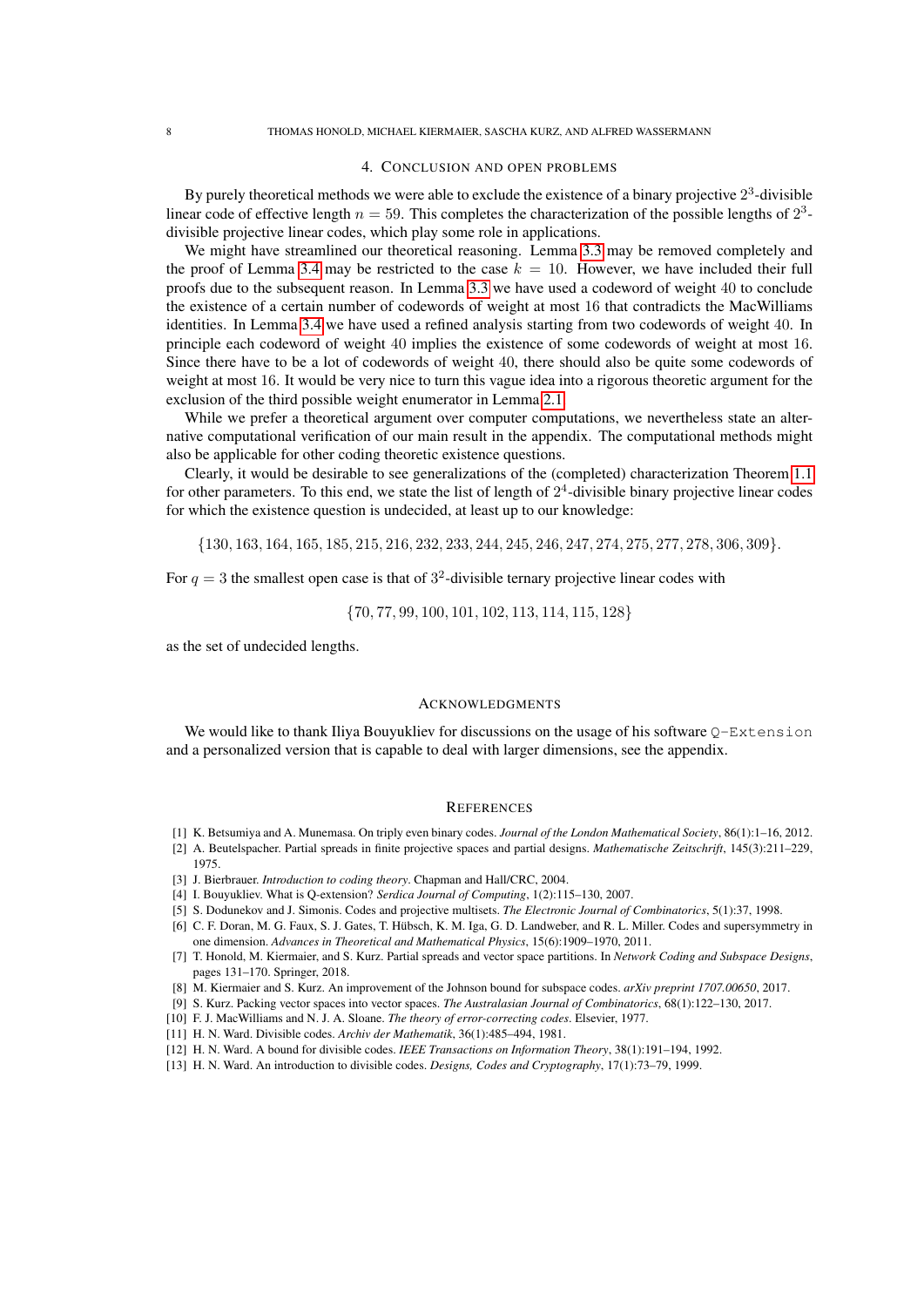## 4. Conclusion and open problems

By purely theoretical methods we were able to exclude the existence of a binary projective $2^3$-divisible linear code of effective length $n = 59$. This completes the characterization of the possible lengths of $2^3$-divisible projective linear codes, which play some role in applications.

We might have streamlined our theoretical reasoning. Lemma 3.3 may be removed completely and the proof of Lemma 3.4 may be restricted to the case $k = 10$. However, we have included their full proofs due to the subsequent reason. In Lemma 3.3 we have used a codeword of weight $40$ to conclude the existence of a certain number of codewords of weight at most $16$ that contradicts the MacWilliams identities. In Lemma 3.4 we have used a refined analysis starting from two codewords of weight $40$. In principle each codeword of weight $40$ implies the existence of some codewords of weight at most $16$. Since there have to be a lot of codewords of weight $40$, there should also be quite some codewords of weight at most $16$. It would be very nice to turn this vague idea into a rigorous theoretic argument for the exclusion of the third possible weight enumerator in Lemma 2.1.

While we prefer a theoretical argument over computer computations, we nevertheless state an alternative computational verification of our main result in the appendix. The computational methods might also be applicable for other coding theoretic existence questions.

Clearly, it would be desirable to see generalizations of the (completed) characterization Theorem 1.1 for other parameters. To this end, we state the list of length of $2^4$-divisible binary projective linear codes for which the existence question is undecided, at least up to our knowledge:

$$\{130, 163, 164, 165, 185, 215, 216, 232, 233, 244, 245, 246, 247, 274, 275, 277, 278, 306, 309\}.$$

For $q = 3$ the smallest open case is that of $3^2$-divisible ternary projective linear codes with

$$\{70, 77, 99, 100, 101, 102, 113, 114, 115, 128\}$$

as the set of undecided lengths.

## Acknowledgments

We would like to thank Iliya Bouyukliev for discussions on the usage of his software `Q-Extension` and a personalized version that is capable to deal with larger dimensions, see the appendix.

## References

[1] K. Betsumiya and A. Munemasa. On triply even binary codes. *Journal of the London Mathematical Society*, 86(1):1–16, 2012.

[2] A. Beutelspacher. Partial spreads in finite projective spaces and partial designs. *Mathematische Zeitschrift*, 145(3):211–229, 1975.

[3] J. Bierbrauer. *Introduction to coding theory*. Chapman and Hall/CRC, 2004.

[4] I. Bouyukliev. What is Q-extension? *Serdica Journal of Computing*, 1(2):115–130, 2007.

[5] S. Dodunekov and J. Simonis. Codes and projective multisets. *The Electronic Journal of Combinatorics*, 5(1):37, 1998.

[6] C. F. Doran, M. G. Faux, S. J. Gates, T. Hübsch, K. M. Iga, G. D. Landweber, and R. L. Miller. Codes and supersymmetry in one dimension. *Advances in Theoretical and Mathematical Physics*, 15(6):1909–1970, 2011.

[7] T. Honold, M. Kiermaier, and S. Kurz. Partial spreads and vector space partitions. In *Network Coding and Subspace Designs*, pages 131–170. Springer, 2018.

[8] M. Kiermaier and S. Kurz. An improvement of the Johnson bound for subspace codes. *arXiv preprint 1707.00650*, 2017.

[9] S. Kurz. Packing vector spaces into vector spaces. *The Australasian Journal of Combinatorics*, 68(1):122–130, 2017.

[10] F. J. MacWilliams and N. J. A. Sloane. *The theory of error-correcting codes*. Elsevier, 1977.

[11] H. N. Ward. Divisible codes. *Archiv der Mathematik*, 36(1):485–494, 1981.

[12] H. N. Ward. A bound for divisible codes. *IEEE Transactions on Information Theory*, 38(1):191–194, 1992.

[13] H. N. Ward. An introduction to divisible codes. *Designs, Codes and Cryptography*, 17(1):73–79, 1999.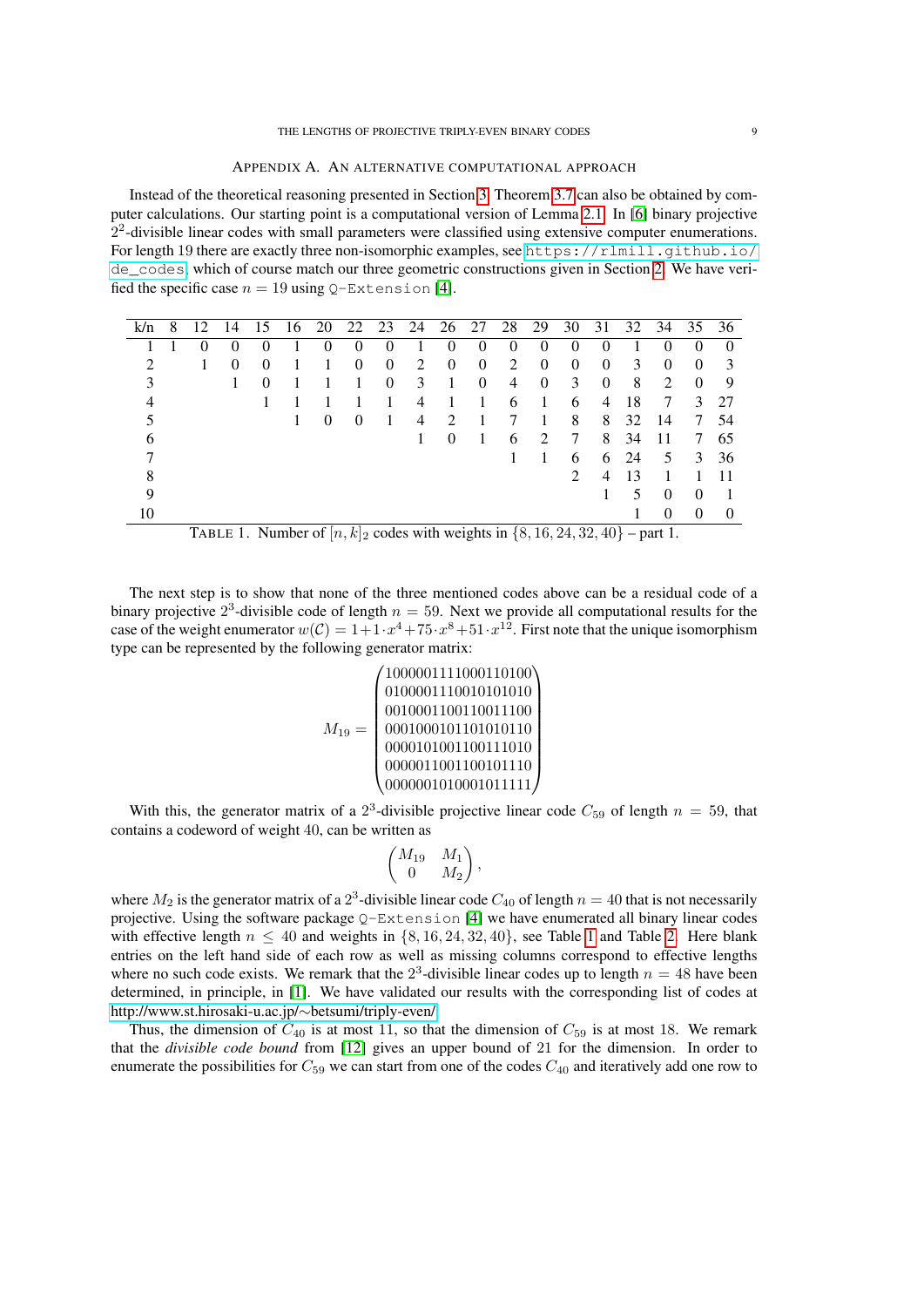## Appendix A. An alternative computational approach

Instead of the theoretical reasoning presented in Section 3, Theorem 3.7 can also be obtained by computer calculations. Our starting point is a computational version of Lemma 2.1. In [6] binary projective $2^2$-divisible linear codes with small parameters were classified using extensive computer enumerations. For length 19 there are exactly three non-isomorphic examples, see `https://rlmill.github.io/de_codes`, which of course match our three geometric constructions given in Section 2. We have verified the specific case $n = 19$ using `Q-Extension` [4].

| k/n | 8 | 12 | 14 | 15 | 16 | 20 | 22 | 23 | 24 | 26 | 27 | 28 | 29 | 30 | 31 | 32 | 34 | 35 | 36 |
|---|---|---|---|---|---|---|---|---|---|---|---|---|---|---|---|---|---|---|---|
| 1 | 1 | 0 | 0 | 0 | 1 | 0 | 0 | 0 | 1 | 0 | 0 | 0 | 0 | 0 | 0 | 1 | 0 | 0 | 0 |
| 2 | | 1 | 0 | 0 | 1 | 1 | 0 | 0 | 2 | 0 | 0 | 2 | 0 | 0 | 0 | 3 | 0 | 0 | 3 |
| 3 | | | 1 | 0 | 1 | 1 | 1 | 0 | 3 | 1 | 0 | 4 | 0 | 3 | 0 | 8 | 2 | 0 | 9 |
| 4 | | | | 1 | 1 | 1 | 1 | 1 | 4 | 1 | 1 | 6 | 1 | 6 | 4 | 18 | 7 | 3 | 27 |
| 5 | | | | | 1 | 0 | 0 | 1 | 4 | 2 | 1 | 7 | 1 | 8 | 8 | 32 | 14 | 7 | 54 |
| 6 | | | | | | | | | 1 | 0 | 1 | 6 | 2 | 7 | 8 | 34 | 11 | 7 | 65 |
| 7 | | | | | | | | | | | | 1 | 1 | 6 | 6 | 24 | 5 | 3 | 36 |
| 8 | | | | | | | | | | | | | | 2 | 4 | 13 | 1 | 1 | 11 |
| 9 | | | | | | | | | | | | | | | 1 | 5 | 0 | 0 | 1 |
| 10 | | | | | | | | | | | | | | | | 1 | 0 | 0 | 0 |

TABLE 1. Number of $[n, k]_2$ codes with weights in $\{8, 16, 24, 32, 40\}$ – part 1.

The next step is to show that none of the three mentioned codes above can be a residual code of a binary projective $2^3$-divisible code of length $n = 59$. Next we provide all computational results for the case of the weight enumerator $w(\mathcal{C}) = 1 + 1 \cdot x^4 + 75 \cdot x^8 + 51 \cdot x^{12}$. First note that the unique isomorphism type can be represented by the following generator matrix:

$$M_{19} = \begin{pmatrix} 1000001111000110100 \\ 0100001110010101010 \\ 0010001100110011100 \\ 0001000101101010110 \\ 0000101001100111010 \\ 0000011001100101110 \\ 0000001010001011111 \end{pmatrix}$$

With this, the generator matrix of a $2^3$-divisible projective linear code $C_{59}$ of length $n = 59$, that contains a codeword of weight 40, can be written as

$$\begin{pmatrix} M_{19} & M_1 \\ 0 & M_2 \end{pmatrix},$$

where $M_2$ is the generator matrix of a $2^3$-divisible linear code $C_{40}$ of length $n = 40$ that is not necessarily projective. Using the software package `Q-Extension` [4] we have enumerated all binary linear codes with effective length $n \le 40$ and weights in $\{8, 16, 24, 32, 40\}$, see Table 1 and Table 2. Here blank entries on the left hand side of each row as well as missing columns correspond to effective lengths where no such code exists. We remark that the $2^3$-divisible linear codes up to length $n = 48$ have been determined, in principle, in [1]. We have validated our results with the corresponding list of codes at http://www.st.hirosaki-u.ac.jp/~betsumi/triply-even/.

Thus, the dimension of $C_{40}$ is at most 11, so that the dimension of $C_{59}$ is at most 18. We remark that the *divisible code bound* from [12] gives an upper bound of 21 for the dimension. In order to enumerate the possibilities for $C_{59}$ we can start from one of the codes $C_{40}$ and iteratively add one row to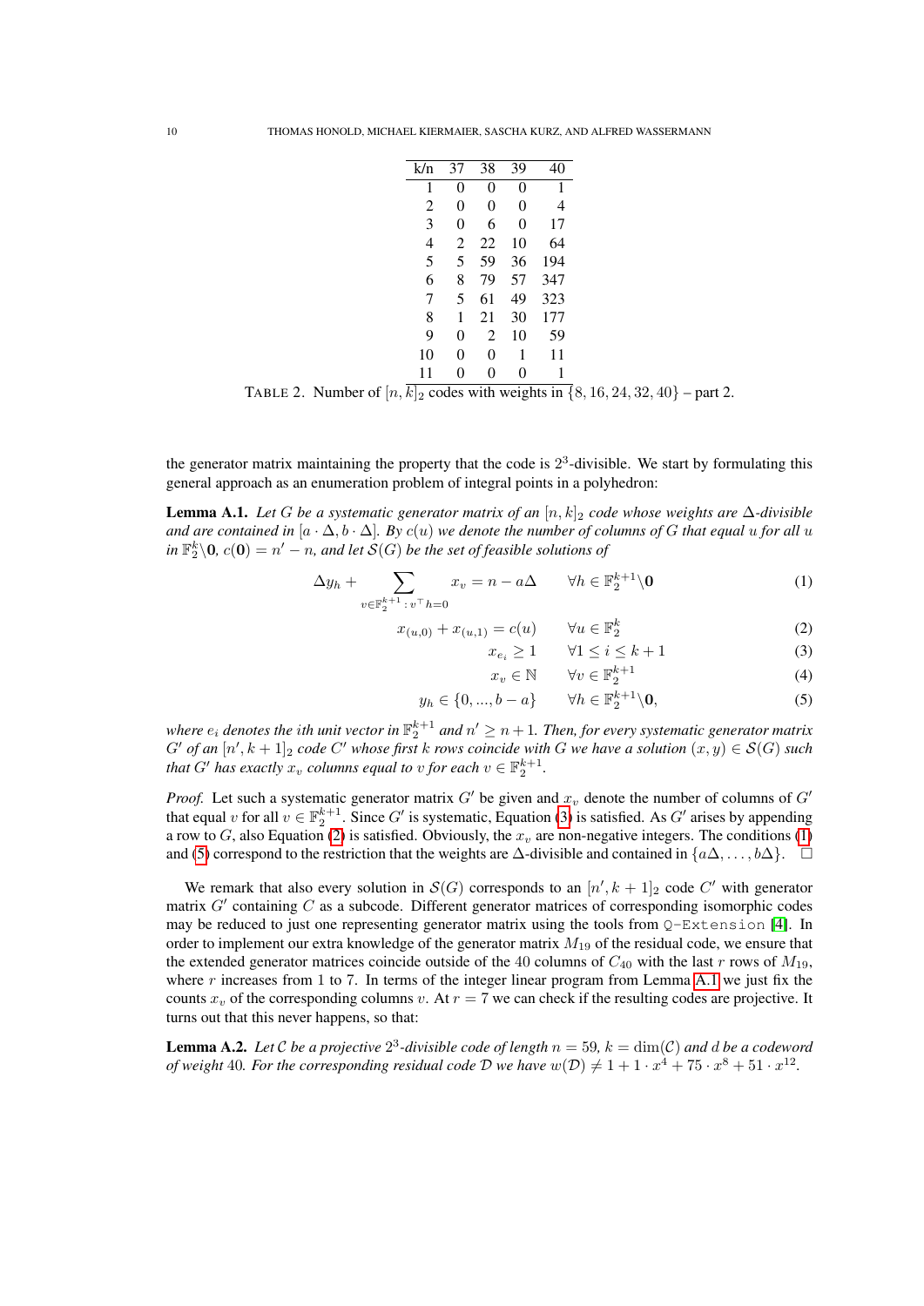| k/n | 37 | 38 | 39 | 40 |
|---|---|---|---|---|
| 1 | 0 | 0 | 0 | 1 |
| 2 | 0 | 0 | 0 | 4 |
| 3 | 0 | 6 | 0 | 17 |
| 4 | 2 | 22 | 10 | 64 |
| 5 | 5 | 59 | 36 | 194 |
| 6 | 8 | 79 | 57 | 347 |
| 7 | 5 | 61 | 49 | 323 |
| 8 | 1 | 21 | 30 | 177 |
| 9 | 0 | 2 | 10 | 59 |
| 10 | 0 | 0 | 1 | 11 |
| 11 | 0 | 0 | 0 | 1 |

TABLE 2. Number of $[n, k]_2$ codes with weights in $\{8, 16, 24, 32, 40\}$ – part 2.

the generator matrix maintaining the property that the code is $2^3$-divisible. We start by formulating this general approach as an enumeration problem of integral points in a polyhedron:

**Lemma A.1.** *Let $G$ be a systematic generator matrix of an $[n, k]_2$ code whose weights are $\Delta$-divisible and are contained in $[a \cdot \Delta, b \cdot \Delta]$. By $c(u)$ we denote the number of columns of $G$ that equal $u$ for all $u$ in $\mathbb{F}_2^k \backslash \mathbf{0}$, $c(\mathbf{0}) = n' - n$, and let $\mathcal{S}(G)$ be the set of feasible solutions of*

$$\Delta y_h + \sum_{v \in \mathbb{F}_2^{k+1} : v^\top h = 0} x_v = n - a\Delta \qquad \forall h \in \mathbb{F}_2^{k+1} \backslash \mathbf{0} \tag{1}$$

$$x_{(u,0)} + x_{(u,1)} = c(u) \qquad \forall u \in \mathbb{F}_2^k \tag{2}$$

$$x_{e_i} \geq 1 \qquad \forall 1 \leq i \leq k+1 \tag{3}$$

$$x_v \in \mathbb{N} \qquad \forall v \in \mathbb{F}_2^{k+1} \tag{4}$$

$$y_h \in \{0, ..., b - a\} \qquad \forall h \in \mathbb{F}_2^{k+1} \backslash \mathbf{0}, \tag{5}$$

*where $e_i$ denotes the $i$th unit vector in $\mathbb{F}_2^{k+1}$ and $n' \geq n + 1$. Then, for every systematic generator matrix $G'$ of an $[n', k+1]_2$ code $C'$ whose first $k$ rows coincide with $G$ we have a solution $(x, y) \in \mathcal{S}(G)$ such that $G'$ has exactly $x_v$ columns equal to $v$ for each $v \in \mathbb{F}_2^{k+1}$.*

*Proof.* Let such a systematic generator matrix $G'$ be given and $x_v$ denote the number of columns of $G'$ that equal $v$ for all $v \in \mathbb{F}_2^{k+1}$. Since $G'$ is systematic, Equation (3) is satisfied. As $G'$ arises by appending a row to $G$, also Equation (2) is satisfied. Obviously, the $x_v$ are non-negative integers. The conditions (1) and (5) correspond to the restriction that the weights are $\Delta$-divisible and contained in $\{a\Delta, \dots, b\Delta\}$. □

We remark that also every solution in $\mathcal{S}(G)$ corresponds to an $[n', k+1]_2$ code $C'$ with generator matrix $G'$ containing $C$ as a subcode. Different generator matrices of corresponding isomorphic codes may be reduced to just one representing generator matrix using the tools from `Q-Extension` [4]. In order to implement our extra knowledge of the generator matrix $M_{19}$ of the residual code, we ensure that the extended generator matrices coincide outside of the 40 columns of $C_{40}$ with the last $r$ rows of $M_{19}$, where $r$ increases from 1 to 7. In terms of the integer linear program from Lemma A.1 we just fix the counts $x_v$ of the corresponding columns $v$. At $r = 7$ we can check if the resulting codes are projective. It turns out that this never happens, so that:

**Lemma A.2.** *Let $\mathcal{C}$ be a projective $2^3$-divisible code of length $n = 59$, $k = \dim(\mathcal{C})$ and $d$ be a codeword of weight 40. For the corresponding residual code $\mathcal{D}$ we have $w(\mathcal{D}) \neq 1 + 1 \cdot x^4 + 75 \cdot x^8 + 51 \cdot x^{12}$.*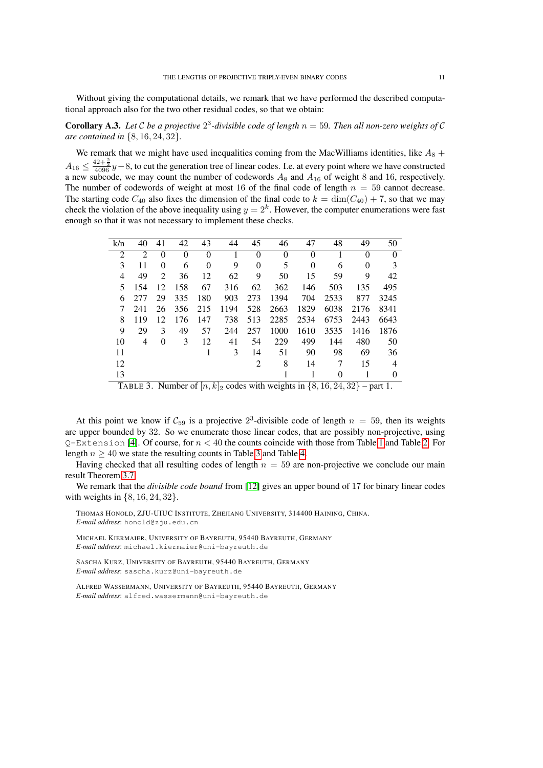Without giving the computational details, we remark that we have performed the described computational approach also for the two other residual codes, so that we obtain:

**Corollary A.3.** *Let $\mathcal{C}$ be a projective $2^3$-divisible code of length $n = 59$. Then all non-zero weights of $\mathcal{C}$ are contained in $\{8, 16, 24, 32\}$.*

We remark that we might have used inequalities coming from the MacWilliams identities, like $A_8 + A_{16} \le \frac{42+\frac{2}{3}}{4096}y - 8$, to cut the generation tree of linear codes. I.e. at every point where we have constructed a new subcode, we may count the number of codewords $A_8$ and $A_{16}$ of weight 8 and 16, respectively. The number of codewords of weight at most 16 of the final code of length $n = 59$ cannot decrease. The starting code $C_{40}$ also fixes the dimension of the final code to $k = \dim(C_{40}) + 7$, so that we may check the violation of the above inequality using $y = 2^k$. However, the computer enumerations were fast enough so that it was not necessary to implement these checks.

| k/n | 40 | 41 | 42 | 43 | 44 | 45 | 46 | 47 | 48 | 49 | 50 |
|---|---|---|---|---|---|---|---|---|---|---|---|
| 2 | 2 | 0 | 0 | 0 | 1 | 0 | 0 | 0 | 1 | 0 | 0 |
| 3 | 11 | 0 | 6 | 0 | 9 | 0 | 5 | 0 | 6 | 0 | 3 |
| 4 | 49 | 2 | 36 | 12 | 62 | 9 | 50 | 15 | 59 | 9 | 42 |
| 5 | 154 | 12 | 158 | 67 | 316 | 62 | 362 | 146 | 503 | 135 | 495 |
| 6 | 277 | 29 | 335 | 180 | 903 | 273 | 1394 | 704 | 2533 | 877 | 3245 |
| 7 | 241 | 26 | 356 | 215 | 1194 | 528 | 2663 | 1829 | 6038 | 2176 | 8341 |
| 8 | 119 | 12 | 176 | 147 | 738 | 513 | 2285 | 2534 | 6753 | 2443 | 6643 |
| 9 | 29 | 3 | 49 | 57 | 244 | 257 | 1000 | 1610 | 3535 | 1416 | 1876 |
| 10 | 4 | 0 | 3 | 12 | 41 | 54 | 229 | 499 | 144 | 480 | 50 |
| 11 | | | | 1 | 3 | 14 | 51 | 90 | 98 | 69 | 36 |
| 12 | | | | | | 2 | 8 | 14 | 7 | 15 | 4 |
| 13 | | | | | | | 1 | 1 | 0 | 1 | 0 |

TABLE 3. Number of $[n, k]_2$ codes with weights in $\{8, 16, 24, 32\}$ – part 1.

At this point we know if $\mathcal{C}_{59}$ is a projective $2^3$-divisible code of length $n = 59$, then its weights are upper bounded by 32. So we enumerate those linear codes, that are possibly non-projective, using `Q-Extension` [4]. Of course, for $n < 40$ the counts coincide with those from Table 1 and Table 2. For length $n \ge 40$ we state the resulting counts in Table 3 and Table 4.

Having checked that all resulting codes of length $n = 59$ are non-projective we conclude our main result Theorem 3.7.

We remark that the *divisible code bound* from [12] gives an upper bound of 17 for binary linear codes with weights in $\{8, 16, 24, 32\}$.

THOMAS HONOLD, ZJU-UIUC INSTITUTE, ZHEJIANG UNIVERSITY, 314400 HAINING, CHINA.
*E-mail address*: honold@zju.edu.cn

MICHAEL KIERMAIER, UNIVERSITY OF BAYREUTH, 95440 BAYREUTH, GERMANY
*E-mail address*: michael.kiermaier@uni-bayreuth.de

SASCHA KURZ, UNIVERSITY OF BAYREUTH, 95440 BAYREUTH, GERMANY
*E-mail address*: sascha.kurz@uni-bayreuth.de

ALFRED WASSERMANN, UNIVERSITY OF BAYREUTH, 95440 BAYREUTH, GERMANY
*E-mail address*: alfred.wassermann@uni-bayreuth.de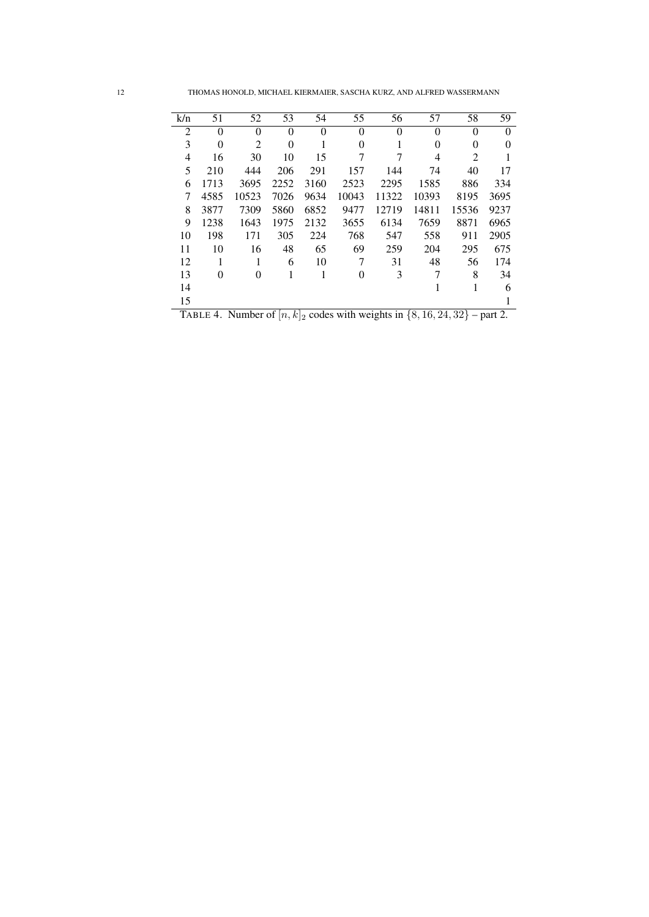| k/n | 51 | 52 | 53 | 54 | 55 | 56 | 57 | 58 | 59 |
|---|---|---|---|---|---|---|---|---|---|
| 2 | 0 | 0 | 0 | 0 | 0 | 0 | 0 | 0 | 0 |
| 3 | 0 | 2 | 0 | 1 | 0 | 1 | 0 | 0 | 0 |
| 4 | 16 | 30 | 10 | 15 | 7 | 7 | 4 | 2 | 1 |
| 5 | 210 | 444 | 206 | 291 | 157 | 144 | 74 | 40 | 17 |
| 6 | 1713 | 3695 | 2252 | 3160 | 2523 | 2295 | 1585 | 886 | 334 |
| 7 | 4585 | 10523 | 7026 | 9634 | 10043 | 11322 | 10393 | 8195 | 3695 |
| 8 | 3877 | 7309 | 5860 | 6852 | 9477 | 12719 | 14811 | 15536 | 9237 |
| 9 | 1238 | 1643 | 1975 | 2132 | 3655 | 6134 | 7659 | 8871 | 6965 |
| 10 | 198 | 171 | 305 | 224 | 768 | 547 | 558 | 911 | 2905 |
| 11 | 10 | 16 | 48 | 65 | 69 | 259 | 204 | 295 | 675 |
| 12 | 1 | 1 | 6 | 10 | 7 | 31 | 48 | 56 | 174 |
| 13 | 0 | 0 | 1 | 1 | 0 | 3 | 7 | 8 | 34 |
| 14 | | | | | | | 1 | 1 | 6 |
| 15 | | | | | | | | | 1 |

TABLE 4. Number of $[n, k]_2$ codes with weights in $\{8, 16, 24, 32\}$ – part 2.